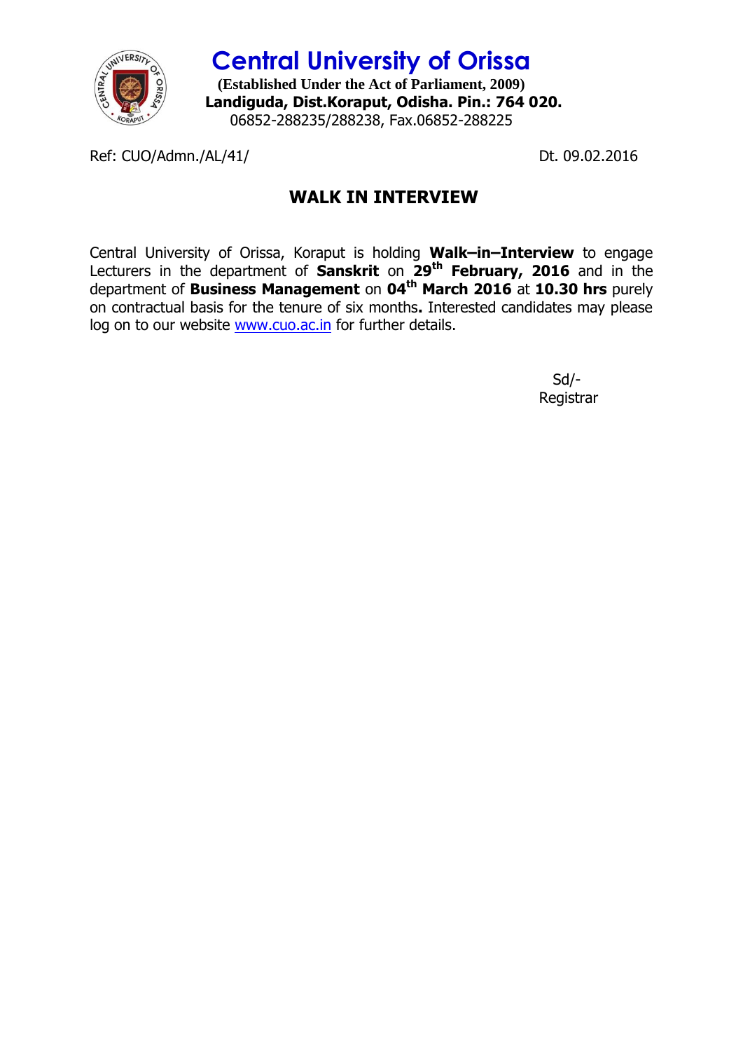# Central University of Orissa

**(Established Under the Act of Parliament, 2009)**
**Landiguda, Dist.Koraput, Odisha. Pin.: 764 020.**
06852-288235/288238, Fax.06852-288225

Ref: CUO/Admn./AL/41/ Dt. 09.02.2016

## WALK IN INTERVIEW

Central University of Orissa, Koraput is holding **Walk–in–Interview** to engage Lecturers in the department of **Sanskrit** on **29th February, 2016** and in the department of **Business Management** on **04th March 2016** at **10.30 hrs** purely on contractual basis for the tenure of six months**.** Interested candidates may please log on to our website www.cuo.ac.in for further details.

Sd/-
Registrar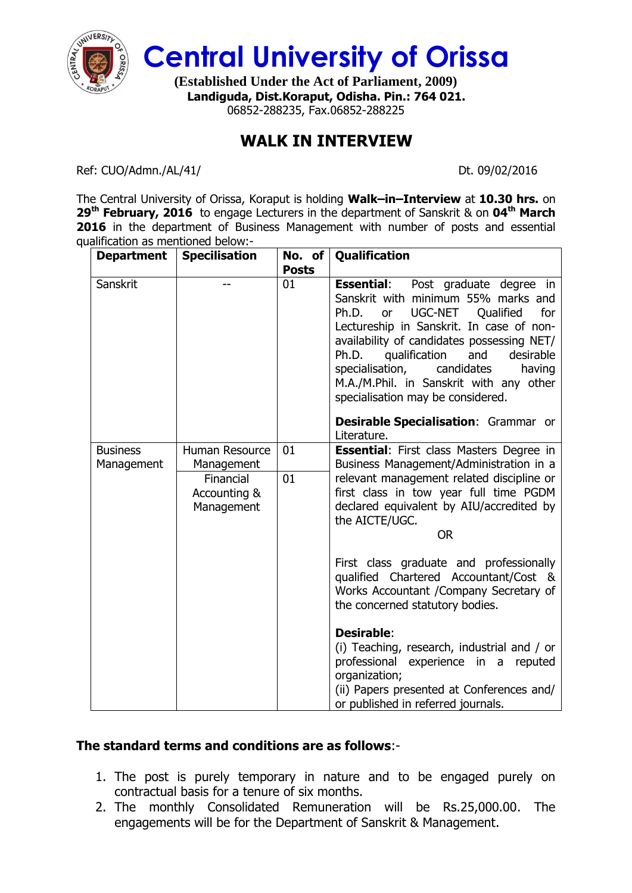# Central University of Orissa

**(Established Under the Act of Parliament, 2009)**
**Landiguda, Dist.Koraput, Odisha. Pin.: 764 021.**
06852-288235, Fax.06852-288225

## WALK IN INTERVIEW

Ref: CUO/Admn./AL/41/ Dt. 09/02/2016

The Central University of Orissa, Koraput is holding **Walk–in–Interview** at **10.30 hrs.** on **29th February, 2016** to engage Lecturers in the department of Sanskrit & on **04th March 2016** in the department of Business Management with number of posts and essential qualification as mentioned below:-

| Department | Specilisation | No. of Posts | Qualification |
|---|---|---|---|
| Sanskrit | -- | 01 | **Essential**: Post graduate degree in Sanskrit with minimum 55% marks and Ph.D. or UGC-NET Qualified for Lectureship in Sanskrit. In case of non-availability of candidates possessing NET/ Ph.D. qualification and desirable specialisation, candidates having M.A./M.Phil. in Sanskrit with any other specialisation may be considered.<br><br>**Desirable Specialisation**: Grammar or Literature. |
| Business Management | Human Resource Management | 01 | **Essential**: First class Masters Degree in Business Management/Administration in a relevant management related discipline or first class in tow year full time PGDM declared equivalent by AIU/accredited by the AICTE/UGC.<br>OR<br>First class graduate and professionally qualified Chartered Accountant/Cost & Works Accountant /Company Secretary of the concerned statutory bodies.<br><br>**Desirable**:<br>(i) Teaching, research, industrial and / or professional experience in a reputed organization;<br>(ii) Papers presented at Conferences and/ or published in referred journals. |
| | Financial Accounting & Management | 01 | |

**The standard terms and conditions are as follows**:-

1. The post is purely temporary in nature and to be engaged purely on contractual basis for a tenure of six months.
2. The monthly Consolidated Remuneration will be Rs.25,000.00. The engagements will be for the Department of Sanskrit & Management.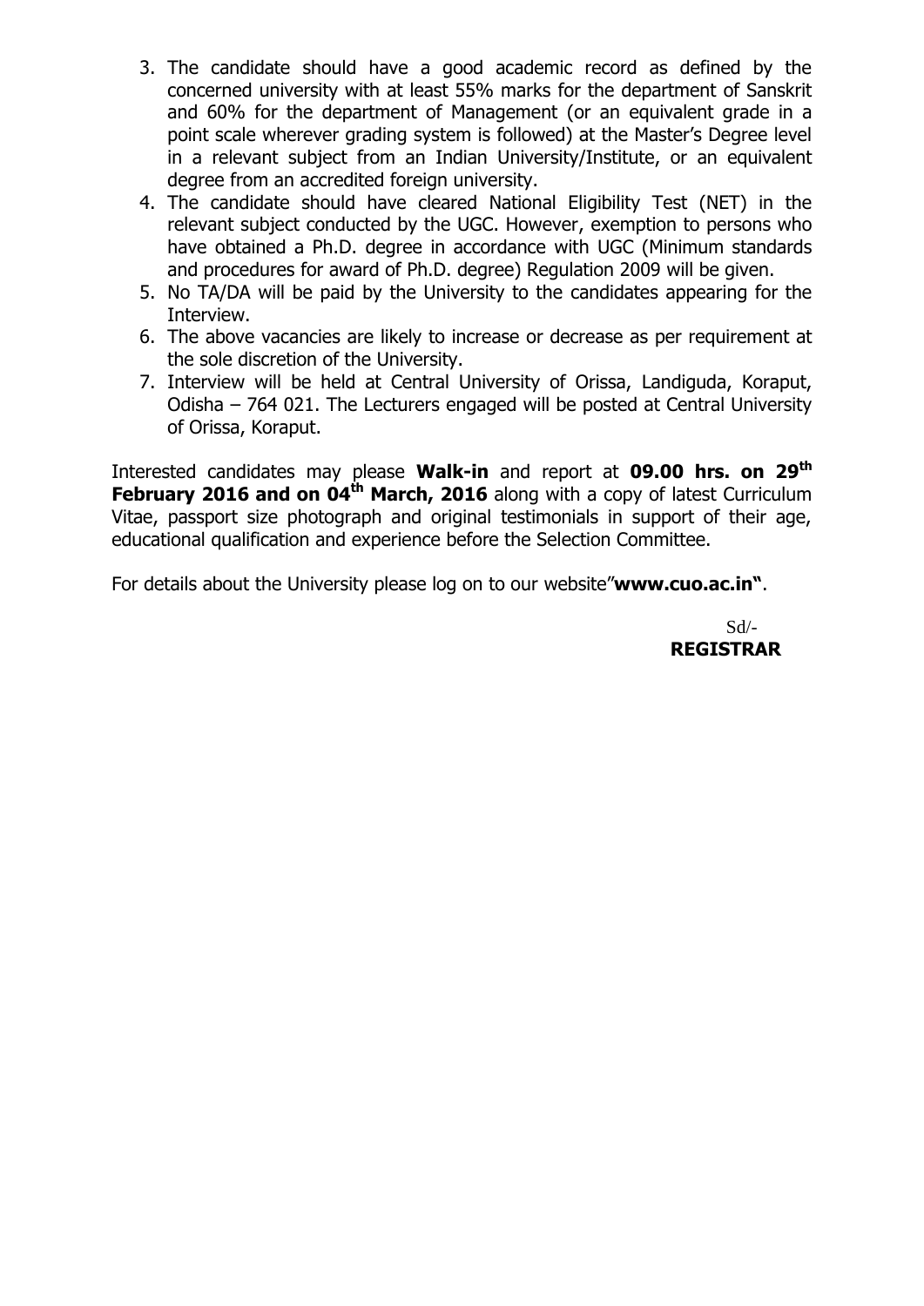3. The candidate should have a good academic record as defined by the concerned university with at least 55% marks for the department of Sanskrit and 60% for the department of Management (or an equivalent grade in a point scale wherever grading system is followed) at the Master's Degree level in a relevant subject from an Indian University/Institute, or an equivalent degree from an accredited foreign university.
4. The candidate should have cleared National Eligibility Test (NET) in the relevant subject conducted by the UGC. However, exemption to persons who have obtained a Ph.D. degree in accordance with UGC (Minimum standards and procedures for award of Ph.D. degree) Regulation 2009 will be given.
5. No TA/DA will be paid by the University to the candidates appearing for the Interview.
6. The above vacancies are likely to increase or decrease as per requirement at the sole discretion of the University.
7. Interview will be held at Central University of Orissa, Landiguda, Koraput, Odisha – 764 021. The Lecturers engaged will be posted at Central University of Orissa, Koraput.

Interested candidates may please **Walk-in** and report at **09.00 hrs. on 29th February 2016 and on 04th March, 2016** along with a copy of latest Curriculum Vitae, passport size photograph and original testimonials in support of their age, educational qualification and experience before the Selection Committee.

For details about the University please log on to our website"**www.cuo.ac.in"**.

Sd/-
**REGISTRAR**